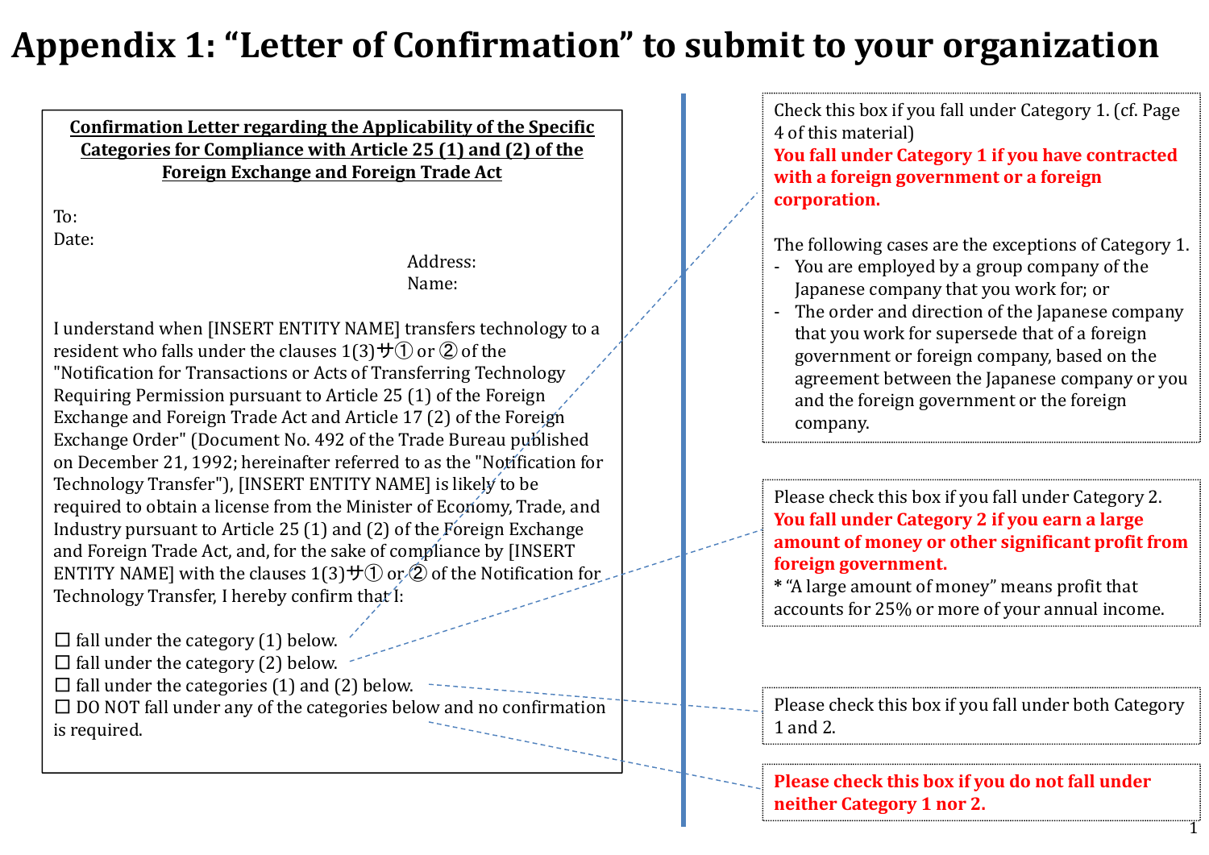# Appendix 1: "Letter of Confirmation" to submit to your organization

**Confirmation Letter regarding the Applicability of the Specific Categories for Compliance with Article 25 (1) and (2) of the Foreign Exchange and Foreign Trade Act**

To:
Date:

Address:
Name:

I understand when [INSERT ENTITY NAME] transfers technology to a resident who falls under the clauses 1(3)サ① or ② of the "Notification for Transactions or Acts of Transferring Technology Requiring Permission pursuant to Article 25 (1) of the Foreign Exchange and Foreign Trade Act and Article 17 (2) of the Foreign Exchange Order" (Document No. 492 of the Trade Bureau published on December 21, 1992; hereinafter referred to as the "Notification for Technology Transfer"), [INSERT ENTITY NAME] is likely to be required to obtain a license from the Minister of Economy, Trade, and Industry pursuant to Article 25 (1) and (2) of the Foreign Exchange and Foreign Trade Act, and, for the sake of compliance by [INSERT ENTITY NAME] with the clauses 1(3)サ① or ② of the Notification for Technology Transfer, I hereby confirm that I:

- ☐ fall under the category (1) below.
- ☐ fall under the category (2) below.
- ☐ fall under the categories (1) and (2) below.
- ☐ DO NOT fall under any of the categories below and no confirmation is required.

---

Check this box if you fall under Category 1. (cf. Page 4 of this material)
**You fall under Category 1 if you have contracted with a foreign government or a foreign corporation.**

The following cases are the exceptions of Category 1.
- You are employed by a group company of the Japanese company that you work for; or
- The order and direction of the Japanese company that you work for supersede that of a foreign government or foreign company, based on the agreement between the Japanese company or you and the foreign government or the foreign company.

Please check this box if you fall under Category 2.
**You fall under Category 2 if you earn a large amount of money or other significant profit from foreign government.**
* "A large amount of money" means profit that accounts for 25% or more of your annual income.

Please check this box if you fall under both Category 1 and 2.

**Please check this box if you do not fall under neither Category 1 nor 2.**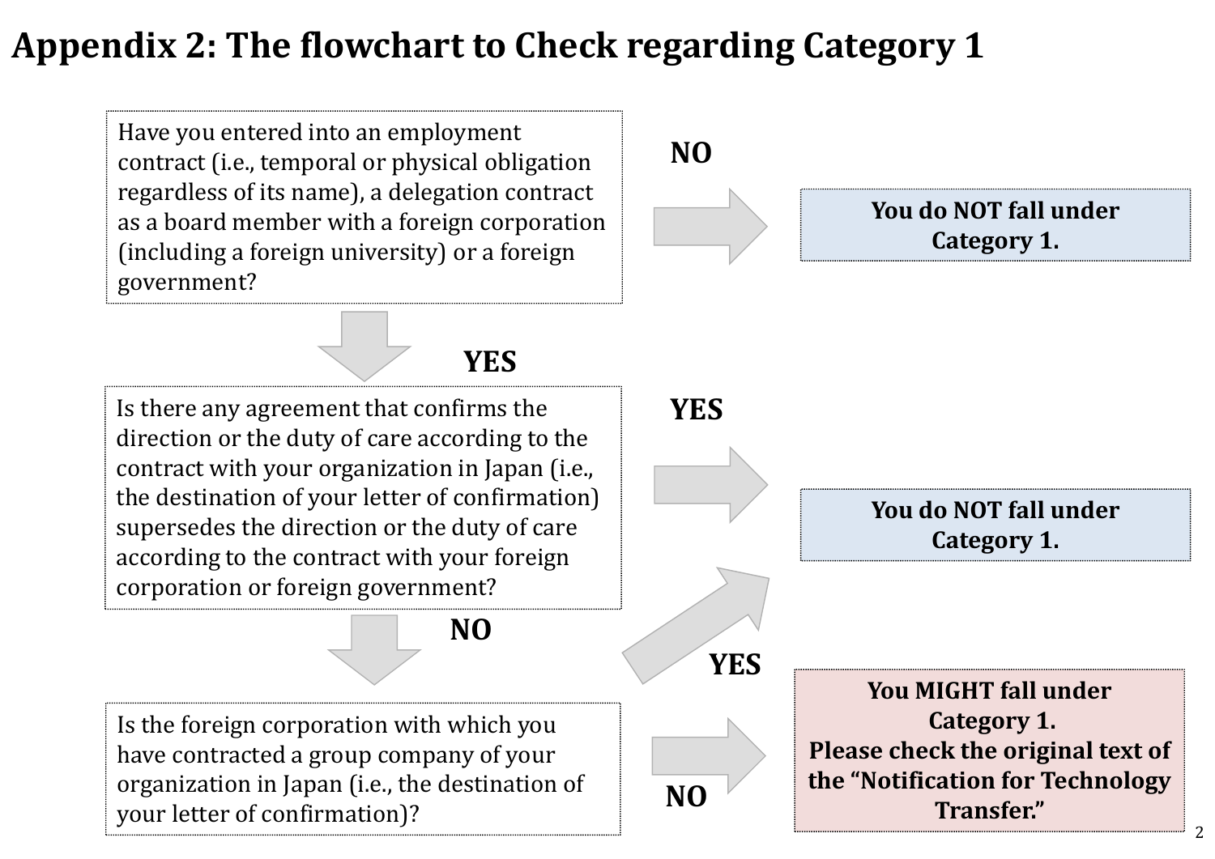# Appendix 2: The flowchart to Check regarding Category 1

Have you entered into an employment contract (i.e., temporal or physical obligation regardless of its name), a delegation contract as a board member with a foreign corporation (including a foreign university) or a foreign government?

- **NO** → **You do NOT fall under Category 1.**
- **YES** ↓

Is there any agreement that confirms the direction or the duty of care according to the contract with your organization in Japan (i.e., the destination of your letter of confirmation) supersedes the direction or the duty of care according to the contract with your foreign corporation or foreign government?

- **YES** → **You do NOT fall under Category 1.**
- **NO** ↓

Is the foreign corporation with which you have contracted a group company of your organization in Japan (i.e., the destination of your letter of confirmation)?

- **YES** → **You do NOT fall under Category 1.**
- **NO** → **You MIGHT fall under Category 1. Please check the original text of the "Notification for Technology Transfer."**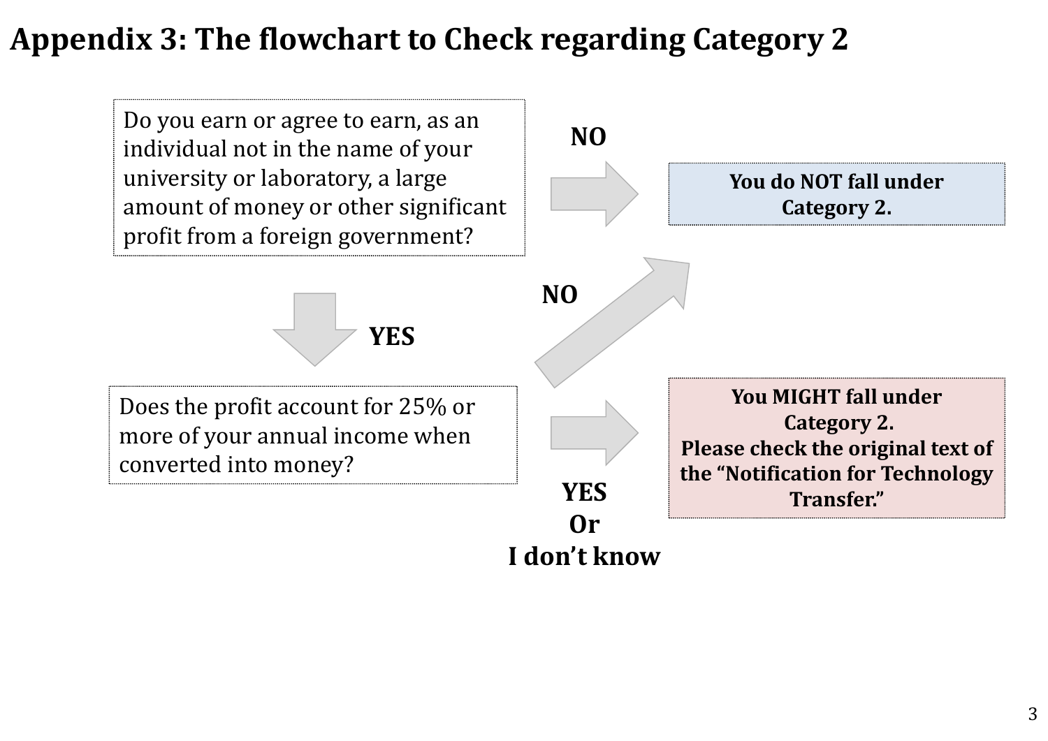# Appendix 3: The flowchart to Check regarding Category 2

Do you earn or agree to earn, as an individual not in the name of your university or laboratory, a large amount of money or other significant profit from a foreign government?

NO

**You do NOT fall under Category 2.**

NO

YES

Does the profit account for 25% or more of your annual income when converted into money?

**You MIGHT fall under Category 2.**
**Please check the original text of the "Notification for Technology Transfer."**

YES
Or
I don't know